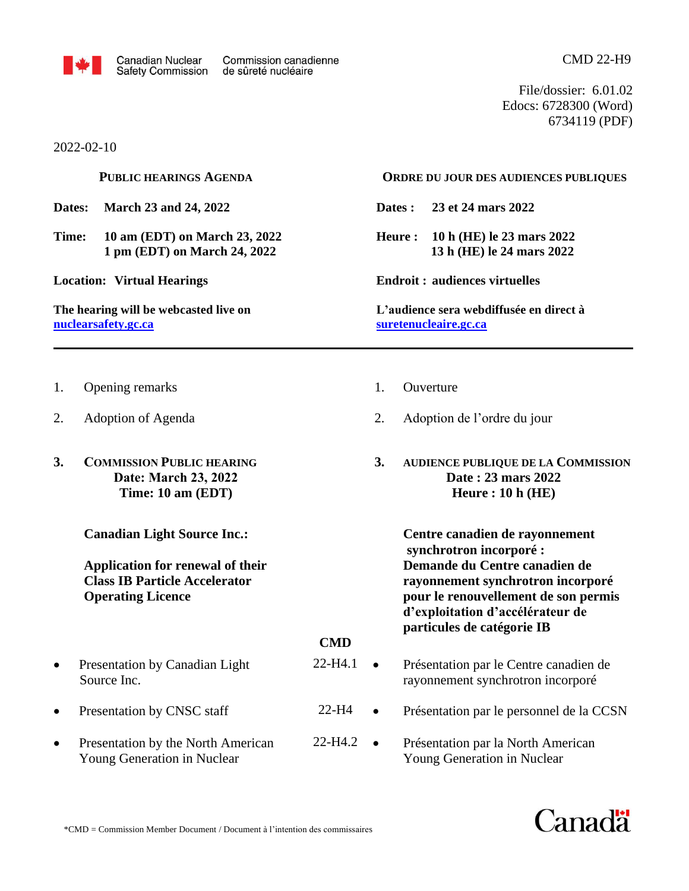Canadian Nuclear Safety Commission / Commission canadienne de sûreté nucléaire

CMD 22-H9

File/dossier: 6.01.02
Edocs: 6728300 (Word)
6734119 (PDF)

2022-02-10

## PUBLIC HEARINGS AGENDA

**Dates:** **March 23 and 24, 2022**

**Time:** **10 am (EDT) on March 23, 2022**
**1 pm (EDT) on March 24, 2022**

**Location:** **Virtual Hearings**

**The hearing will be webcasted live on nuclearsafety.gc.ca**

## ORDRE DU JOUR DES AUDIENCES PUBLIQUES

**Dates :** **23 et 24 mars 2022**

**Heure :** **10 h (HE) le 23 mars 2022**
**13 h (HE) le 24 mars 2022**

**Endroit :** **audiences virtuelles**

**L'audience sera webdiffusée en direct à suretenucleaire.gc.ca**

---

1. Opening remarks
2. Adoption of Agenda

1. Ouverture
2. Adoption de l'ordre du jour

**3. COMMISSION PUBLIC HEARING**
**Date: March 23, 2022**
**Time: 10 am (EDT)**

**Canadian Light Source Inc.:**

**Application for renewal of their Class IB Particle Accelerator Operating Licence**

**3. AUDIENCE PUBLIQUE DE LA COMMISSION**
**Date : 23 mars 2022**
**Heure : 10 h (HE)**

**Centre canadien de rayonnement synchrotron incorporé :**
**Demande du Centre canadien de rayonnement synchrotron incorporé pour le renouvellement de son permis d'exploitation d'accélérateur de particules de catégorie IB**

| | **CMD** | |
|---|---|---|
| • Presentation by Canadian Light Source Inc. | 22-H4.1 | • Présentation par le Centre canadien de rayonnement synchrotron incorporé |
| • Presentation by CNSC staff | 22-H4 | • Présentation par le personnel de la CCSN |
| • Presentation by the North American Young Generation in Nuclear | 22-H4.2 | • Présentation par la North American Young Generation in Nuclear |

*CMD = Commission Member Document / Document à l'intention des commissaires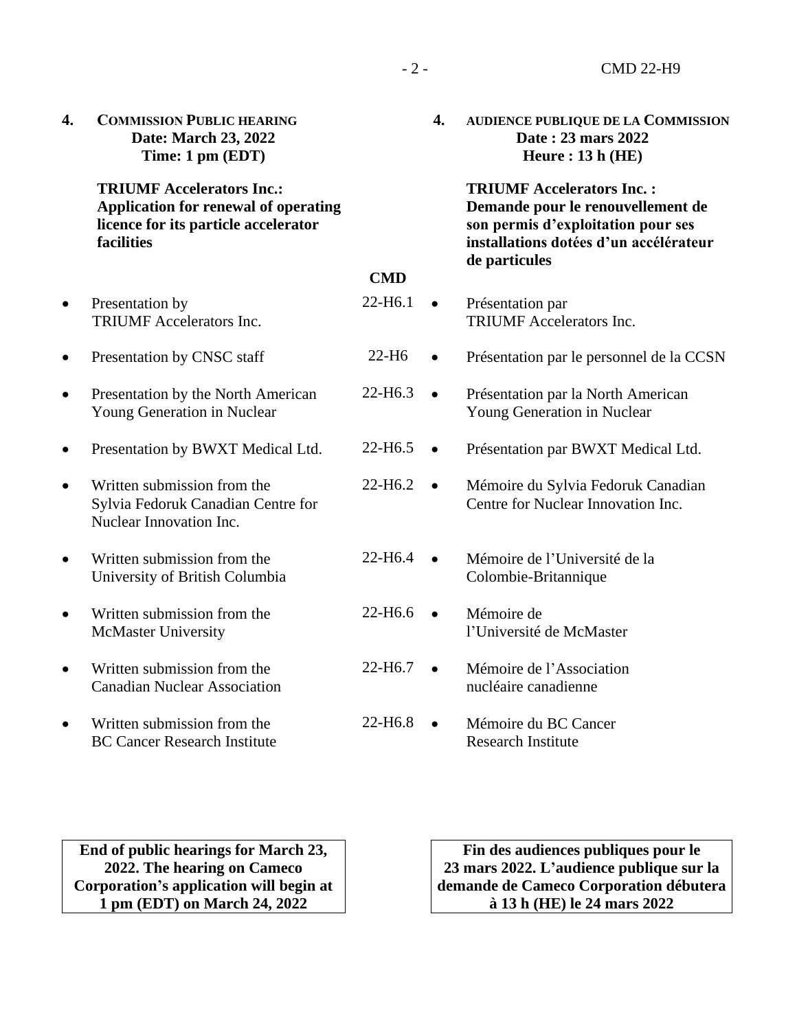**4. COMMISSION PUBLIC HEARING**
**Date: March 23, 2022**
**Time: 1 pm (EDT)**

**TRIUMF Accelerators Inc.: Application for renewal of operating licence for its particle accelerator facilities**

**4. AUDIENCE PUBLIQUE DE LA COMMISSION**
**Date : 23 mars 2022**
**Heure : 13 h (HE)**

**TRIUMF Accelerators Inc. : Demande pour le renouvellement de son permis d'exploitation pour ses installations dotées d'un accélérateur de particules**

| | CMD | |
|---|---|---|
| • Presentation by TRIUMF Accelerators Inc. | 22-H6.1 | • Présentation par TRIUMF Accelerators Inc. |
| • Presentation by CNSC staff | 22-H6 | • Présentation par le personnel de la CCSN |
| • Presentation by the North American Young Generation in Nuclear | 22-H6.3 | • Présentation par la North American Young Generation in Nuclear |
| • Presentation by BWXT Medical Ltd. | 22-H6.5 | • Présentation par BWXT Medical Ltd. |
| • Written submission from the Sylvia Fedoruk Canadian Centre for Nuclear Innovation Inc. | 22-H6.2 | • Mémoire du Sylvia Fedoruk Canadian Centre for Nuclear Innovation Inc. |
| • Written submission from the University of British Columbia | 22-H6.4 | • Mémoire de l'Université de la Colombie-Britannique |
| • Written submission from the McMaster University | 22-H6.6 | • Mémoire de l'Université de McMaster |
| • Written submission from the Canadian Nuclear Association | 22-H6.7 | • Mémoire de l'Association nucléaire canadienne |
| • Written submission from the BC Cancer Research Institute | 22-H6.8 | • Mémoire du BC Cancer Research Institute |

**End of public hearings for March 23, 2022. The hearing on Cameco Corporation's application will begin at 1 pm (EDT) on March 24, 2022**

**Fin des audiences publiques pour le 23 mars 2022. L'audience publique sur la demande de Cameco Corporation débutera à 13 h (HE) le 24 mars 2022**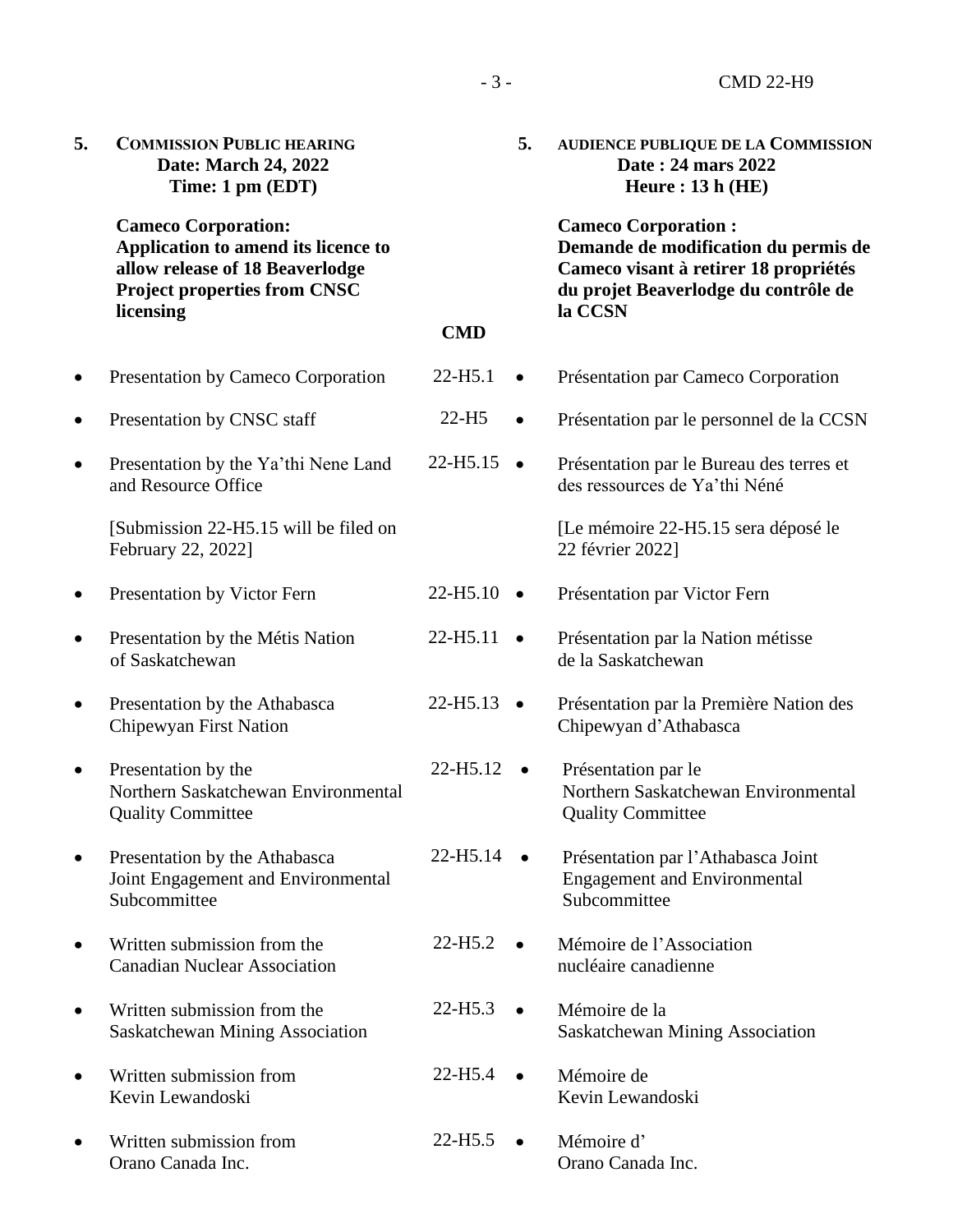**5. COMMISSION PUBLIC HEARING**
**Date: March 24, 2022**
**Time: 1 pm (EDT)**

**Cameco Corporation: Application to amend its licence to allow release of 18 Beaverlodge Project properties from CNSC licensing**

**5. AUDIENCE PUBLIQUE DE LA COMMISSION**
**Date : 24 mars 2022**
**Heure : 13 h (HE)**

**Cameco Corporation : Demande de modification du permis de Cameco visant à retirer 18 propriétés du projet Beaverlodge du contrôle de la CCSN**

| English | CMD | Français |
|---|---|---|
| • Presentation by Cameco Corporation | 22-H5.1 | • Présentation par Cameco Corporation |
| • Presentation by CNSC staff | 22-H5 | • Présentation par le personnel de la CCSN |
| • Presentation by the Ya'thi Nene Land and Resource Office<br><br>[Submission 22-H5.15 will be filed on February 22, 2022] | 22-H5.15 | • Présentation par le Bureau des terres et des ressources de Ya'thi Néné<br><br>[Le mémoire 22-H5.15 sera déposé le 22 février 2022] |
| • Presentation by Victor Fern | 22-H5.10 | • Présentation par Victor Fern |
| • Presentation by the Métis Nation of Saskatchewan | 22-H5.11 | • Présentation par la Nation métisse de la Saskatchewan |
| • Presentation by the Athabasca Chipewyan First Nation | 22-H5.13 | • Présentation par la Première Nation des Chipewyan d'Athabasca |
| • Presentation by the Northern Saskatchewan Environmental Quality Committee | 22-H5.12 | • Présentation par le Northern Saskatchewan Environmental Quality Committee |
| • Presentation by the Athabasca Joint Engagement and Environmental Subcommittee | 22-H5.14 | • Présentation par l'Athabasca Joint Engagement and Environmental Subcommittee |
| • Written submission from the Canadian Nuclear Association | 22-H5.2 | • Mémoire de l'Association nucléaire canadienne |
| • Written submission from the Saskatchewan Mining Association | 22-H5.3 | • Mémoire de la Saskatchewan Mining Association |
| • Written submission from Kevin Lewandoski | 22-H5.4 | • Mémoire de Kevin Lewandoski |
| • Written submission from Orano Canada Inc. | 22-H5.5 | • Mémoire d' Orano Canada Inc. |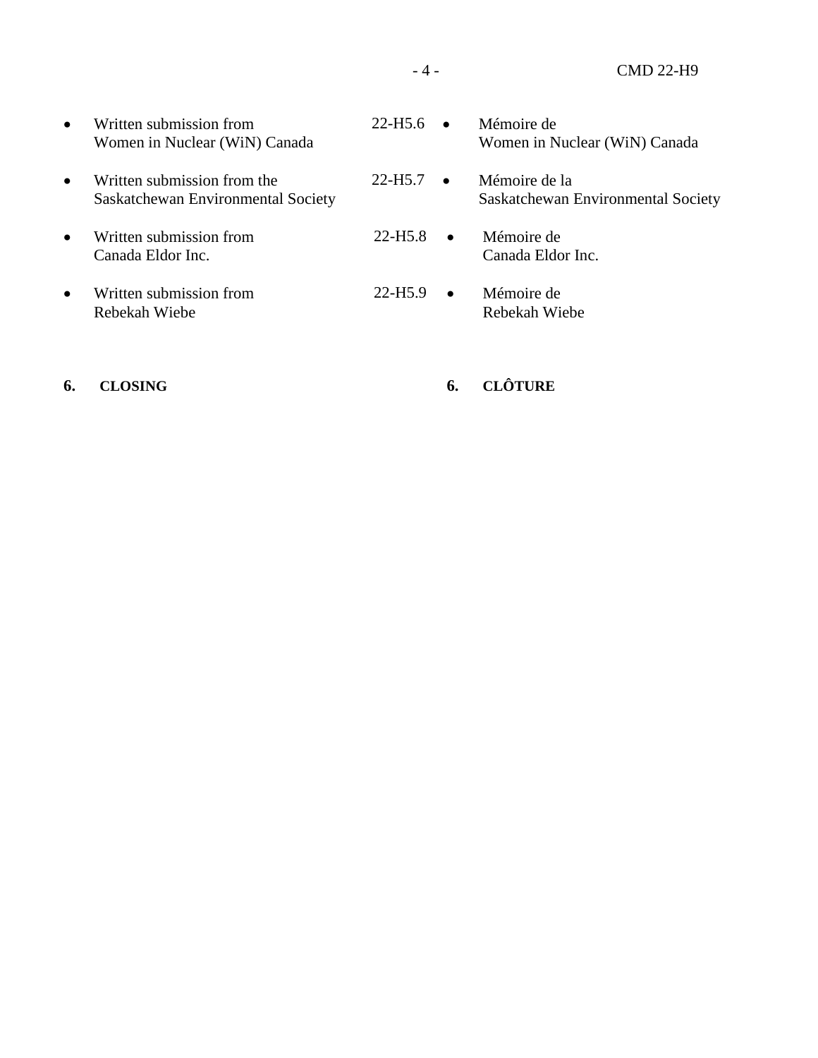- Written submission from Women in Nuclear (WiN) Canada — 22-H5.6
- Written submission from the Saskatchewan Environmental Society — 22-H5.7
- Written submission from Canada Eldor Inc. — 22-H5.8
- Written submission from Rebekah Wiebe — 22-H5.9

**6. CLOSING**

- Mémoire de Women in Nuclear (WiN) Canada
- Mémoire de la Saskatchewan Environmental Society
- Mémoire de Canada Eldor Inc.
- Mémoire de Rebekah Wiebe

**6. CLÔTURE**